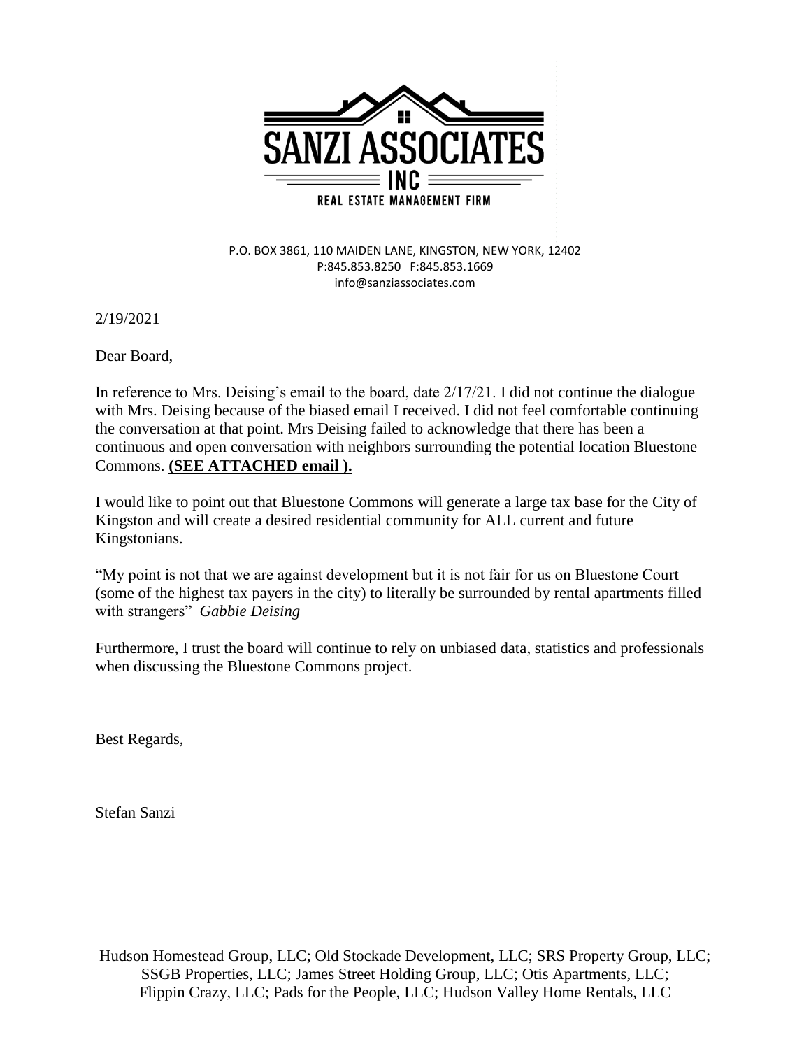**SANZI ASSOCIATES**
**INC**
**REAL ESTATE MANAGEMENT FIRM**

P.O. BOX 3861, 110 MAIDEN LANE, KINGSTON, NEW YORK, 12402
P:845.853.8250 F:845.853.1669
info@sanziassociates.com

2/19/2021

Dear Board,

In reference to Mrs. Deising's email to the board, date 2/17/21. I did not continue the dialogue with Mrs. Deising because of the biased email I received. I did not feel comfortable continuing the conversation at that point. Mrs Deising failed to acknowledge that there has been a continuous and open conversation with neighbors surrounding the potential location Bluestone Commons. **(SEE ATTACHED email ).**

I would like to point out that Bluestone Commons will generate a large tax base for the City of Kingston and will create a desired residential community for ALL current and future Kingstonians.

"My point is not that we are against development but it is not fair for us on Bluestone Court (some of the highest tax payers in the city) to literally be surrounded by rental apartments filled with strangers" *Gabbie Deising*

Furthermore, I trust the board will continue to rely on unbiased data, statistics and professionals when discussing the Bluestone Commons project.

Best Regards,

Stefan Sanzi

Hudson Homestead Group, LLC; Old Stockade Development, LLC; SRS Property Group, LLC; SSGB Properties, LLC; James Street Holding Group, LLC; Otis Apartments, LLC; Flippin Crazy, LLC; Pads for the People, LLC; Hudson Valley Home Rentals, LLC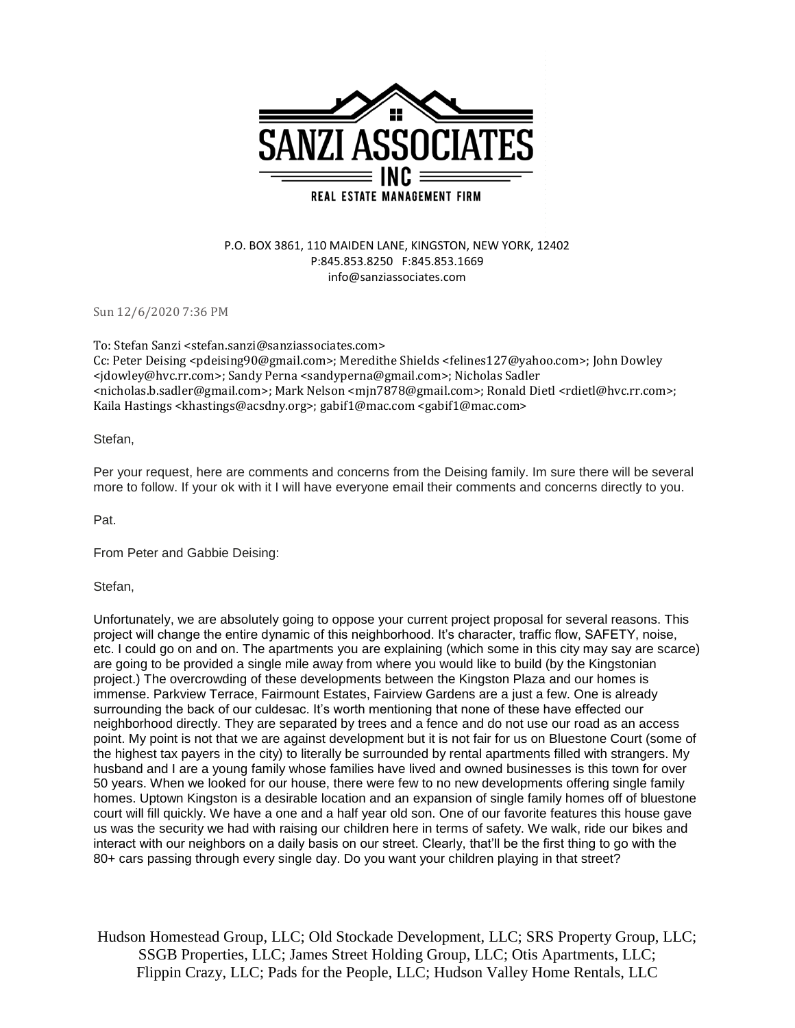SANZI ASSOCIATES INC

REAL ESTATE MANAGEMENT FIRM

P.O. BOX 3861, 110 MAIDEN LANE, KINGSTON, NEW YORK, 12402
P:845.853.8250 F:845.853.1669
info@sanziassociates.com

Sun 12/6/2020 7:36 PM

To: Stefan Sanzi <stefan.sanzi@sanziassociates.com>
Cc: Peter Deising <pdeising90@gmail.com>; Meredithe Shields <felines127@yahoo.com>; John Dowley <jdowley@hvc.rr.com>; Sandy Perna <sandyperna@gmail.com>; Nicholas Sadler <nicholas.b.sadler@gmail.com>; Mark Nelson <mjn7878@gmail.com>; Ronald Dietl <rdietl@hvc.rr.com>; Kaila Hastings <khastings@acsdny.org>; gabif1@mac.com <gabif1@mac.com>

Stefan,

Per your request, here are comments and concerns from the Deising family. Im sure there will be several more to follow. If your ok with it I will have everyone email their comments and concerns directly to you.

Pat.

From Peter and Gabbie Deising:

Stefan,

Unfortunately, we are absolutely going to oppose your current project proposal for several reasons. This project will change the entire dynamic of this neighborhood. It's character, traffic flow, SAFETY, noise, etc. I could go on and on. The apartments you are explaining (which some in this city may say are scarce) are going to be provided a single mile away from where you would like to build (by the Kingstonian project.) The overcrowding of these developments between the Kingston Plaza and our homes is immense. Parkview Terrace, Fairmount Estates, Fairview Gardens are a just a few. One is already surrounding the back of our culdesac. It's worth mentioning that none of these have effected our neighborhood directly. They are separated by trees and a fence and do not use our road as an access point. My point is not that we are against development but it is not fair for us on Bluestone Court (some of the highest tax payers in the city) to literally be surrounded by rental apartments filled with strangers. My husband and I are a young family whose families have lived and owned businesses is this town for over 50 years. When we looked for our house, there were few to no new developments offering single family homes. Uptown Kingston is a desirable location and an expansion of single family homes off of bluestone court will fill quickly. We have a one and a half year old son. One of our favorite features this house gave us was the security we had with raising our children here in terms of safety. We walk, ride our bikes and interact with our neighbors on a daily basis on our street. Clearly, that'll be the first thing to go with the 80+ cars passing through every single day. Do you want your children playing in that street?

Hudson Homestead Group, LLC; Old Stockade Development, LLC; SRS Property Group, LLC; SSGB Properties, LLC; James Street Holding Group, LLC; Otis Apartments, LLC; Flippin Crazy, LLC; Pads for the People, LLC; Hudson Valley Home Rentals, LLC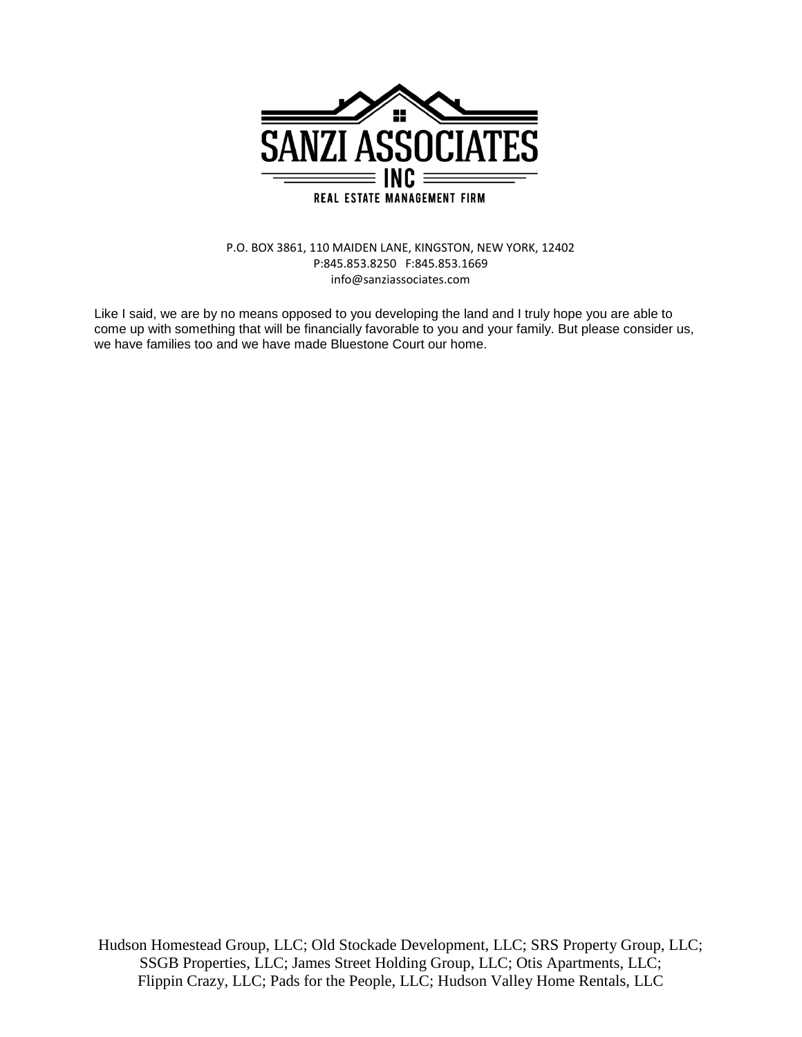SANZI ASSOCIATES INC

REAL ESTATE MANAGEMENT FIRM

P.O. BOX 3861, 110 MAIDEN LANE, KINGSTON, NEW YORK, 12402
P:845.853.8250 F:845.853.1669
info@sanziassociates.com

Like I said, we are by no means opposed to you developing the land and I truly hope you are able to come up with something that will be financially favorable to you and your family. But please consider us, we have families too and we have made Bluestone Court our home.

Hudson Homestead Group, LLC; Old Stockade Development, LLC; SRS Property Group, LLC; SSGB Properties, LLC; James Street Holding Group, LLC; Otis Apartments, LLC; Flippin Crazy, LLC; Pads for the People, LLC; Hudson Valley Home Rentals, LLC